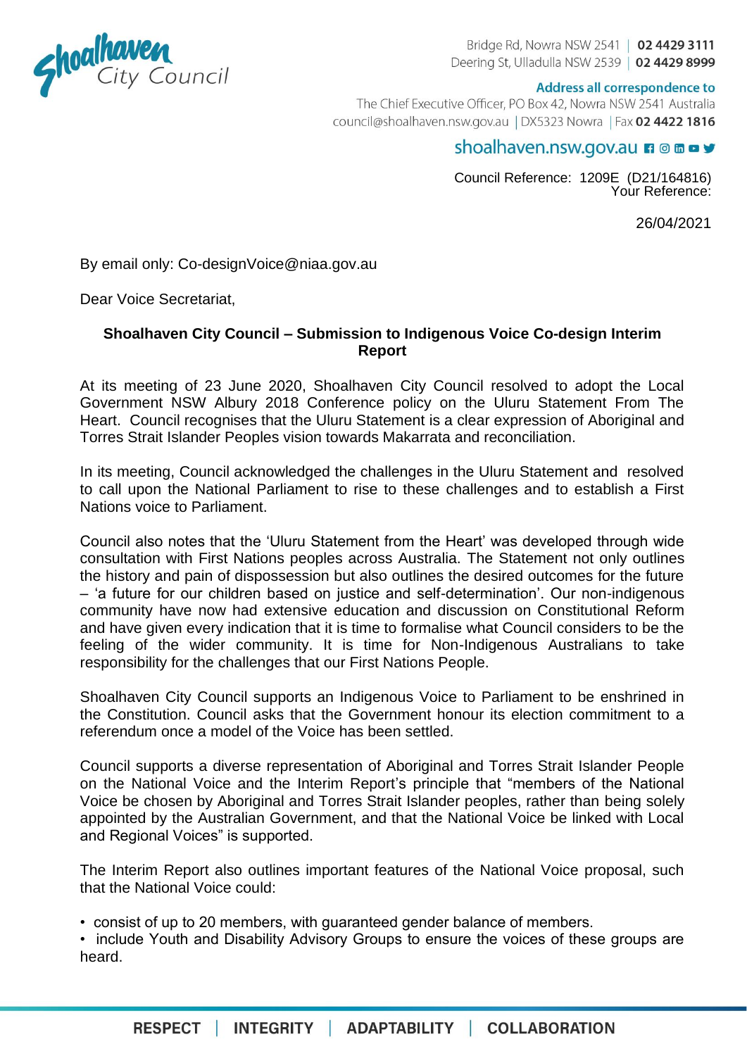Shoalhaven City Council

Bridge Rd, Nowra NSW 2541 | **02 4429 3111**
Deering St, Ulladulla NSW 2539 | **02 4429 8999**

**Address all correspondence to**
The Chief Executive Officer, PO Box 42, Nowra NSW 2541 Australia
council@shoalhaven.nsw.gov.au | DX5323 Nowra | Fax **02 4422 1816**

shoalhaven.nsw.gov.au

Council Reference: 1209E (D21/164816)
Your Reference:

26/04/2021

By email only: Co-designVoice@niaa.gov.au

Dear Voice Secretariat,

**Shoalhaven City Council – Submission to Indigenous Voice Co-design Interim Report**

At its meeting of 23 June 2020, Shoalhaven City Council resolved to adopt the Local Government NSW Albury 2018 Conference policy on the Uluru Statement From The Heart. Council recognises that the Uluru Statement is a clear expression of Aboriginal and Torres Strait Islander Peoples vision towards Makarrata and reconciliation.

In its meeting, Council acknowledged the challenges in the Uluru Statement and resolved to call upon the National Parliament to rise to these challenges and to establish a First Nations voice to Parliament.

Council also notes that the 'Uluru Statement from the Heart' was developed through wide consultation with First Nations peoples across Australia. The Statement not only outlines the history and pain of dispossession but also outlines the desired outcomes for the future – 'a future for our children based on justice and self-determination'. Our non-indigenous community have now had extensive education and discussion on Constitutional Reform and have given every indication that it is time to formalise what Council considers to be the feeling of the wider community. It is time for Non-Indigenous Australians to take responsibility for the challenges that our First Nations People.

Shoalhaven City Council supports an Indigenous Voice to Parliament to be enshrined in the Constitution. Council asks that the Government honour its election commitment to a referendum once a model of the Voice has been settled.

Council supports a diverse representation of Aboriginal and Torres Strait Islander People on the National Voice and the Interim Report's principle that "members of the National Voice be chosen by Aboriginal and Torres Strait Islander peoples, rather than being solely appointed by the Australian Government, and that the National Voice be linked with Local and Regional Voices" is supported.

The Interim Report also outlines important features of the National Voice proposal, such that the National Voice could:

- consist of up to 20 members, with guaranteed gender balance of members.
- include Youth and Disability Advisory Groups to ensure the voices of these groups are heard.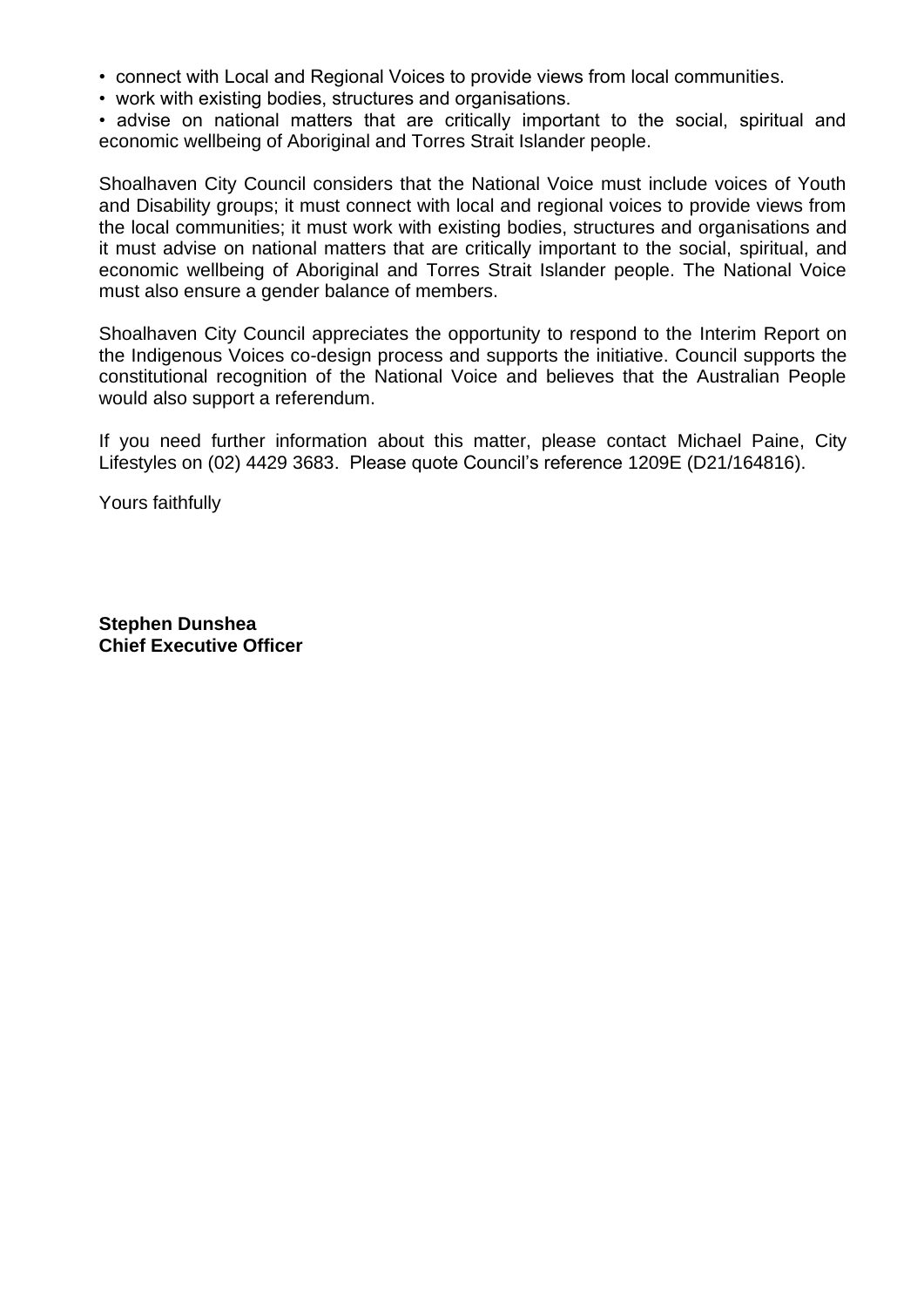- connect with Local and Regional Voices to provide views from local communities.
- work with existing bodies, structures and organisations.
- advise on national matters that are critically important to the social, spiritual and economic wellbeing of Aboriginal and Torres Strait Islander people.

Shoalhaven City Council considers that the National Voice must include voices of Youth and Disability groups; it must connect with local and regional voices to provide views from the local communities; it must work with existing bodies, structures and organisations and it must advise on national matters that are critically important to the social, spiritual, and economic wellbeing of Aboriginal and Torres Strait Islander people. The National Voice must also ensure a gender balance of members.

Shoalhaven City Council appreciates the opportunity to respond to the Interim Report on the Indigenous Voices co-design process and supports the initiative. Council supports the constitutional recognition of the National Voice and believes that the Australian People would also support a referendum.

If you need further information about this matter, please contact Michael Paine, City Lifestyles on (02) 4429 3683. Please quote Council's reference 1209E (D21/164816).

Yours faithfully

**Stephen Dunshea**
**Chief Executive Officer**